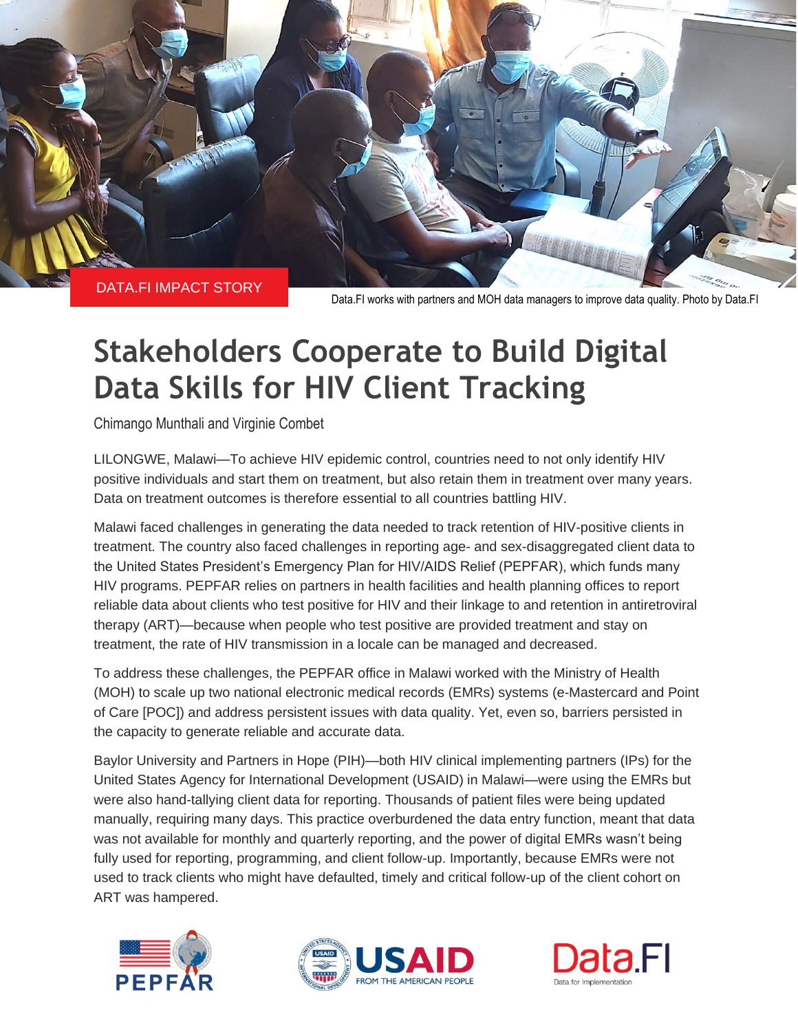DATA.FI IMPACT STORY

Data.FI works with partners and MOH data managers to improve data quality. Photo by Data.FI

# Stakeholders Cooperate to Build Digital Data Skills for HIV Client Tracking

Chimango Munthali and Virginie Combet

LILONGWE, Malawi—To achieve HIV epidemic control, countries need to not only identify HIV positive individuals and start them on treatment, but also retain them in treatment over many years. Data on treatment outcomes is therefore essential to all countries battling HIV.

Malawi faced challenges in generating the data needed to track retention of HIV-positive clients in treatment. The country also faced challenges in reporting age- and sex-disaggregated client data to the United States President's Emergency Plan for HIV/AIDS Relief (PEPFAR), which funds many HIV programs. PEPFAR relies on partners in health facilities and health planning offices to report reliable data about clients who test positive for HIV and their linkage to and retention in antiretroviral therapy (ART)—because when people who test positive are provided treatment and stay on treatment, the rate of HIV transmission in a locale can be managed and decreased.

To address these challenges, the PEPFAR office in Malawi worked with the Ministry of Health (MOH) to scale up two national electronic medical records (EMRs) systems (e-Mastercard and Point of Care [POC]) and address persistent issues with data quality. Yet, even so, barriers persisted in the capacity to generate reliable and accurate data.

Baylor University and Partners in Hope (PIH)—both HIV clinical implementing partners (IPs) for the United States Agency for International Development (USAID) in Malawi—were using the EMRs but were also hand-tallying client data for reporting. Thousands of patient files were being updated manually, requiring many days. This practice overburdened the data entry function, meant that data was not available for monthly and quarterly reporting, and the power of digital EMRs wasn't being fully used for reporting, programming, and client follow-up. Importantly, because EMRs were not used to track clients who might have defaulted, timely and critical follow-up of the client cohort on ART was hampered.

PEPFAR

USAID FROM THE AMERICAN PEOPLE

Data.FI Data for Implementation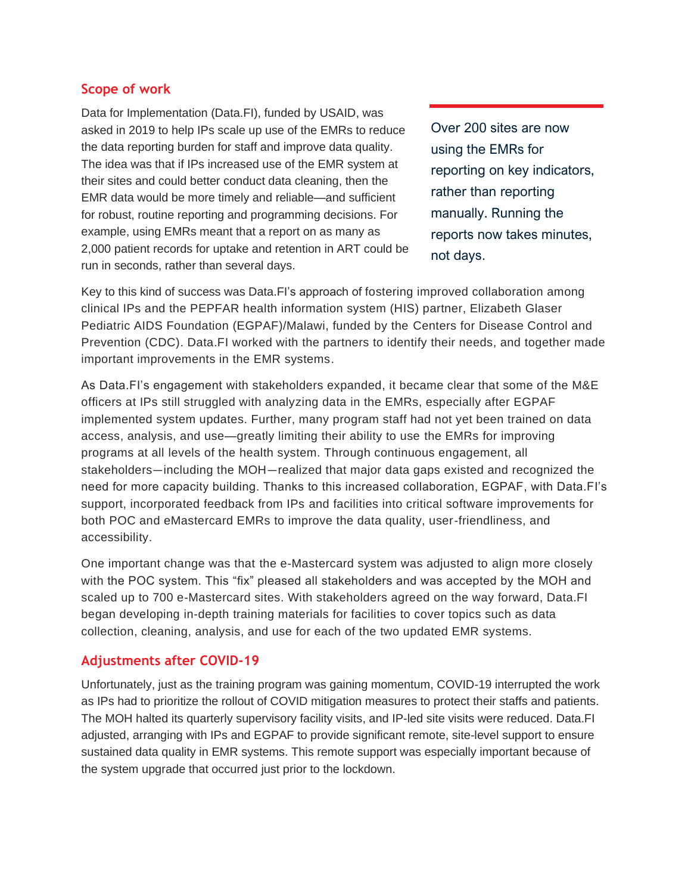## Scope of work

Data for Implementation (Data.FI), funded by USAID, was asked in 2019 to help IPs scale up use of the EMRs to reduce the data reporting burden for staff and improve data quality. The idea was that if IPs increased use of the EMR system at their sites and could better conduct data cleaning, then the EMR data would be more timely and reliable—and sufficient for robust, routine reporting and programming decisions. For example, using EMRs meant that a report on as many as 2,000 patient records for uptake and retention in ART could be run in seconds, rather than several days.

> Over 200 sites are now using the EMRs for reporting on key indicators, rather than reporting manually. Running the reports now takes minutes, not days.

Key to this kind of success was Data.FI's approach of fostering improved collaboration among clinical IPs and the PEPFAR health information system (HIS) partner, Elizabeth Glaser Pediatric AIDS Foundation (EGPAF)/Malawi, funded by the Centers for Disease Control and Prevention (CDC). Data.FI worked with the partners to identify their needs, and together made important improvements in the EMR systems.

As Data.FI's engagement with stakeholders expanded, it became clear that some of the M&E officers at IPs still struggled with analyzing data in the EMRs, especially after EGPAF implemented system updates. Further, many program staff had not yet been trained on data access, analysis, and use—greatly limiting their ability to use the EMRs for improving programs at all levels of the health system. Through continuous engagement, all stakeholders—including the MOH—realized that major data gaps existed and recognized the need for more capacity building. Thanks to this increased collaboration, EGPAF, with Data.FI's support, incorporated feedback from IPs and facilities into critical software improvements for both POC and eMastercard EMRs to improve the data quality, user-friendliness, and accessibility.

One important change was that the e-Mastercard system was adjusted to align more closely with the POC system. This "fix" pleased all stakeholders and was accepted by the MOH and scaled up to 700 e-Mastercard sites. With stakeholders agreed on the way forward, Data.FI began developing in-depth training materials for facilities to cover topics such as data collection, cleaning, analysis, and use for each of the two updated EMR systems.

## Adjustments after COVID-19

Unfortunately, just as the training program was gaining momentum, COVID-19 interrupted the work as IPs had to prioritize the rollout of COVID mitigation measures to protect their staffs and patients. The MOH halted its quarterly supervisory facility visits, and IP-led site visits were reduced. Data.FI adjusted, arranging with IPs and EGPAF to provide significant remote, site-level support to ensure sustained data quality in EMR systems. This remote support was especially important because of the system upgrade that occurred just prior to the lockdown.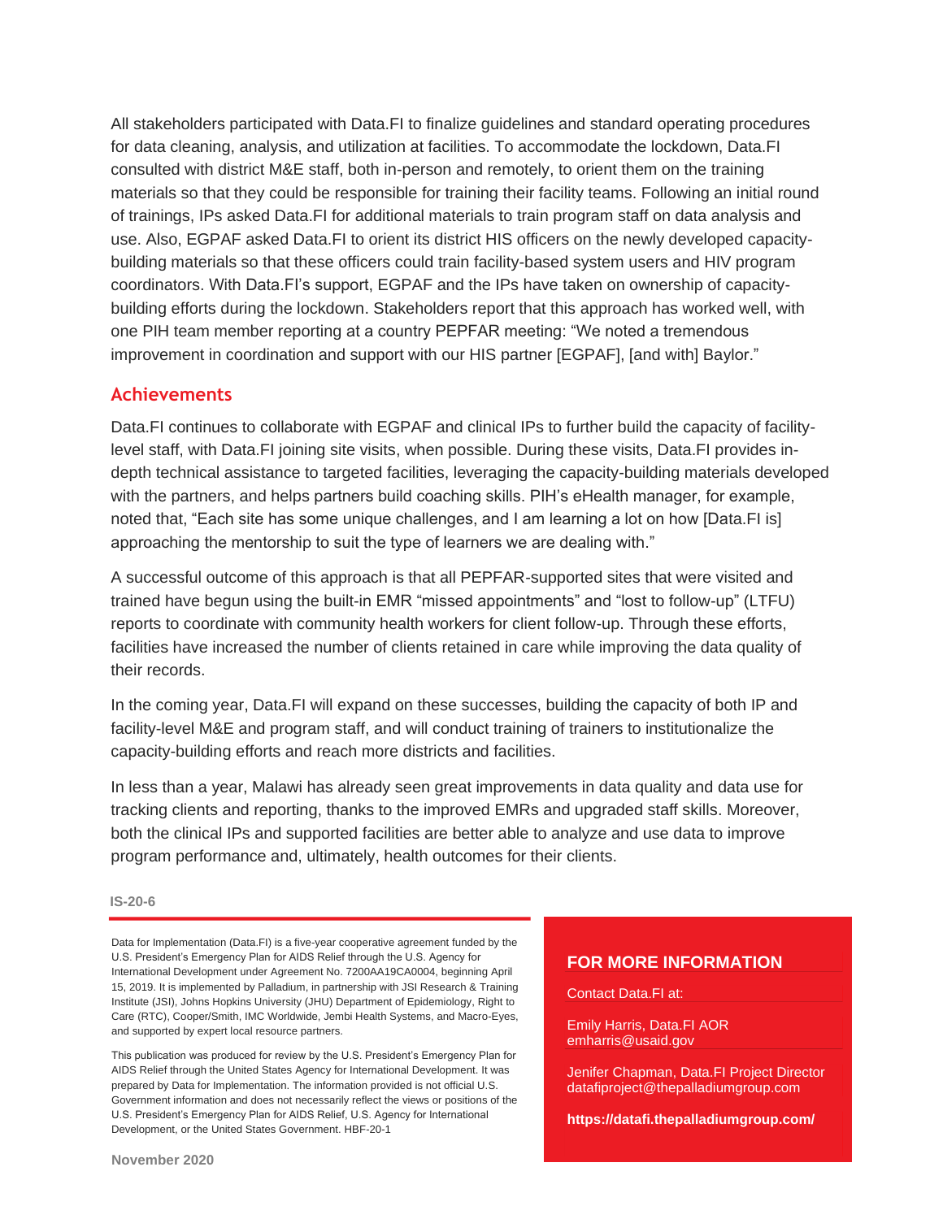All stakeholders participated with Data.FI to finalize guidelines and standard operating procedures for data cleaning, analysis, and utilization at facilities. To accommodate the lockdown, Data.FI consulted with district M&E staff, both in-person and remotely, to orient them on the training materials so that they could be responsible for training their facility teams. Following an initial round of trainings, IPs asked Data.FI for additional materials to train program staff on data analysis and use. Also, EGPAF asked Data.FI to orient its district HIS officers on the newly developed capacity-building materials so that these officers could train facility-based system users and HIV program coordinators. With Data.FI's support, EGPAF and the IPs have taken on ownership of capacity-building efforts during the lockdown. Stakeholders report that this approach has worked well, with one PIH team member reporting at a country PEPFAR meeting: "We noted a tremendous improvement in coordination and support with our HIS partner [EGPAF], [and with] Baylor."

## Achievements

Data.FI continues to collaborate with EGPAF and clinical IPs to further build the capacity of facility-level staff, with Data.FI joining site visits, when possible. During these visits, Data.FI provides in-depth technical assistance to targeted facilities, leveraging the capacity-building materials developed with the partners, and helps partners build coaching skills. PIH's eHealth manager, for example, noted that, "Each site has some unique challenges, and I am learning a lot on how [Data.FI is] approaching the mentorship to suit the type of learners we are dealing with."

A successful outcome of this approach is that all PEPFAR-supported sites that were visited and trained have begun using the built-in EMR "missed appointments" and "lost to follow-up" (LTFU) reports to coordinate with community health workers for client follow-up. Through these efforts, facilities have increased the number of clients retained in care while improving the data quality of their records.

In the coming year, Data.FI will expand on these successes, building the capacity of both IP and facility-level M&E and program staff, and will conduct training of trainers to institutionalize the capacity-building efforts and reach more districts and facilities.

In less than a year, Malawi has already seen great improvements in data quality and data use for tracking clients and reporting, thanks to the improved EMRs and upgraded staff skills. Moreover, both the clinical IPs and supported facilities are better able to analyze and use data to improve program performance and, ultimately, health outcomes for their clients.

IS-20-6

Data for Implementation (Data.FI) is a five-year cooperative agreement funded by the U.S. President's Emergency Plan for AIDS Relief through the U.S. Agency for International Development under Agreement No. 7200AA19CA0004, beginning April 15, 2019. It is implemented by Palladium, in partnership with JSI Research & Training Institute (JSI), Johns Hopkins University (JHU) Department of Epidemiology, Right to Care (RTC), Cooper/Smith, IMC Worldwide, Jembi Health Systems, and Macro-Eyes, and supported by expert local resource partners.

This publication was produced for review by the U.S. President's Emergency Plan for AIDS Relief through the United States Agency for International Development. It was prepared by Data for Implementation. The information provided is not official U.S. Government information and does not necessarily reflect the views or positions of the U.S. President's Emergency Plan for AIDS Relief, U.S. Agency for International Development, or the United States Government. HBF-20-1

### FOR MORE INFORMATION

Contact Data.FI at:

Emily Harris, Data.FI AOR
emharris@usaid.gov

Jenifer Chapman, Data.FI Project Director
datafiproject@thepalladiumgroup.com

**https://datafi.thepalladiumgroup.com/**

November 2020